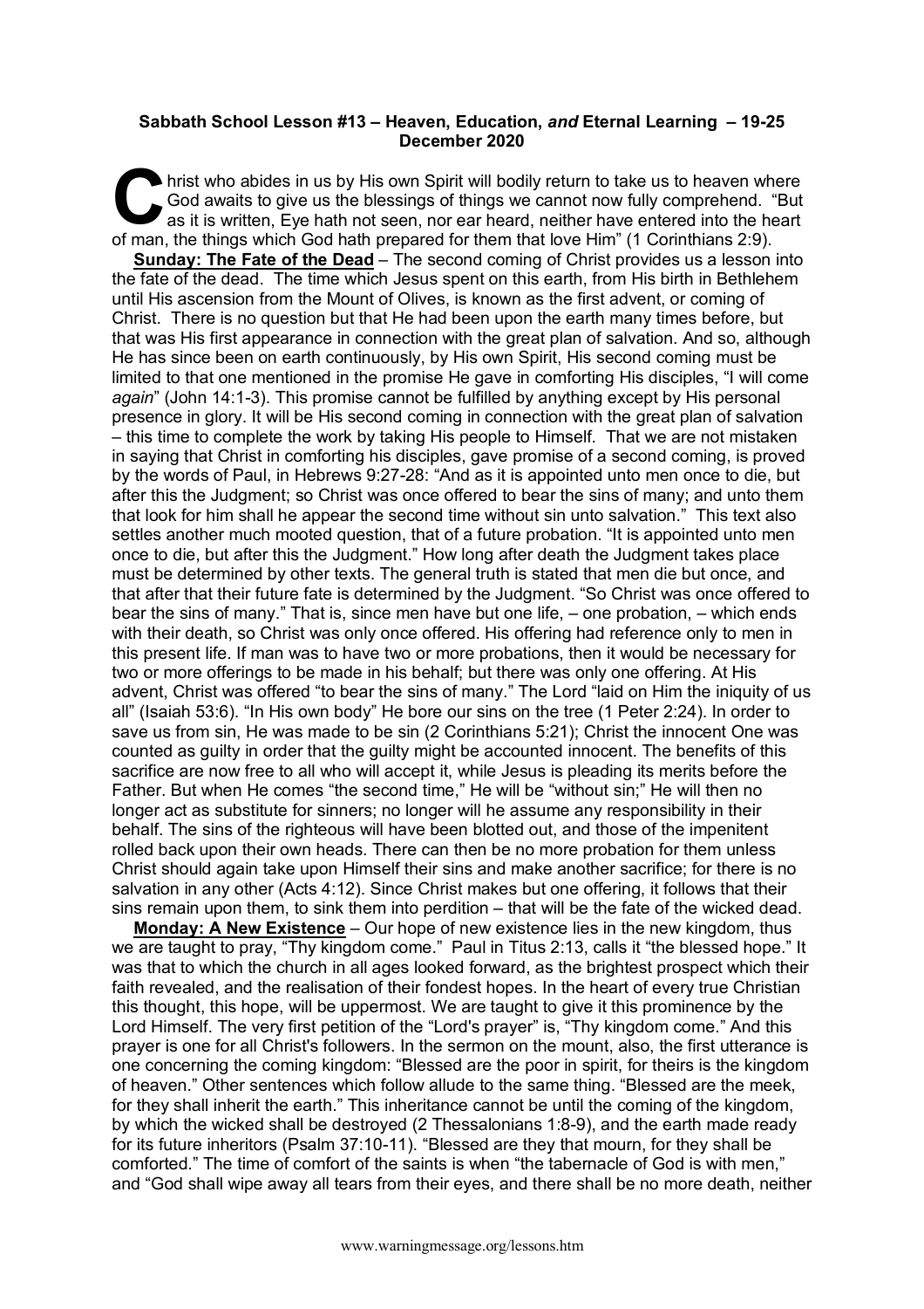**Sabbath School Lesson #13 – Heaven, Education, *and* Eternal Learning – 19-25 December 2020**

Christ who abides in us by His own Spirit will bodily return to take us to heaven where God awaits to give us the blessings of things we cannot now fully comprehend. "But as it is written, Eye hath not seen, nor ear heard, neither have entered into the heart of man, the things which God hath prepared for them that love Him" (1 Corinthians 2:9).

**Sunday: The Fate of the Dead** – The second coming of Christ provides us a lesson into the fate of the dead. The time which Jesus spent on this earth, from His birth in Bethlehem until His ascension from the Mount of Olives, is known as the first advent, or coming of Christ. There is no question but that He had been upon the earth many times before, but that was His first appearance in connection with the great plan of salvation. And so, although He has since been on earth continuously, by His own Spirit, His second coming must be limited to that one mentioned in the promise He gave in comforting His disciples, "I will come *again*" (John 14:1-3). This promise cannot be fulfilled by anything except by His personal presence in glory. It will be His second coming in connection with the great plan of salvation – this time to complete the work by taking His people to Himself. That we are not mistaken in saying that Christ in comforting his disciples, gave promise of a second coming, is proved by the words of Paul, in Hebrews 9:27-28: "And as it is appointed unto men once to die, but after this the Judgment; so Christ was once offered to bear the sins of many; and unto them that look for him shall he appear the second time without sin unto salvation." This text also settles another much mooted question, that of a future probation. "It is appointed unto men once to die, but after this the Judgment." How long after death the Judgment takes place must be determined by other texts. The general truth is stated that men die but once, and that after that their future fate is determined by the Judgment. "So Christ was once offered to bear the sins of many." That is, since men have but one life, – one probation, – which ends with their death, so Christ was only once offered. His offering had reference only to men in this present life. If man was to have two or more probations, then it would be necessary for two or more offerings to be made in his behalf; but there was only one offering. At His advent, Christ was offered "to bear the sins of many." The Lord "laid on Him the iniquity of us all" (Isaiah 53:6). "In His own body" He bore our sins on the tree (1 Peter 2:24). In order to save us from sin, He was made to be sin (2 Corinthians 5:21); Christ the innocent One was counted as guilty in order that the guilty might be accounted innocent. The benefits of this sacrifice are now free to all who will accept it, while Jesus is pleading its merits before the Father. But when He comes "the second time," He will be "without sin;" He will then no longer act as substitute for sinners; no longer will he assume any responsibility in their behalf. The sins of the righteous will have been blotted out, and those of the impenitent rolled back upon their own heads. There can then be no more probation for them unless Christ should again take upon Himself their sins and make another sacrifice; for there is no salvation in any other (Acts 4:12). Since Christ makes but one offering, it follows that their sins remain upon them, to sink them into perdition – that will be the fate of the wicked dead.

**Monday: A New Existence** – Our hope of new existence lies in the new kingdom, thus we are taught to pray, "Thy kingdom come." Paul in Titus 2:13, calls it "the blessed hope." It was that to which the church in all ages looked forward, as the brightest prospect which their faith revealed, and the realisation of their fondest hopes. In the heart of every true Christian this thought, this hope, will be uppermost. We are taught to give it this prominence by the Lord Himself. The very first petition of the "Lord's prayer" is, "Thy kingdom come." And this prayer is one for all Christ's followers. In the sermon on the mount, also, the first utterance is one concerning the coming kingdom: "Blessed are the poor in spirit, for theirs is the kingdom of heaven." Other sentences which follow allude to the same thing. "Blessed are the meek, for they shall inherit the earth." This inheritance cannot be until the coming of the kingdom, by which the wicked shall be destroyed (2 Thessalonians 1:8-9), and the earth made ready for its future inheritors (Psalm 37:10-11). "Blessed are they that mourn, for they shall be comforted." The time of comfort of the saints is when "the tabernacle of God is with men," and "God shall wipe away all tears from their eyes, and there shall be no more death, neither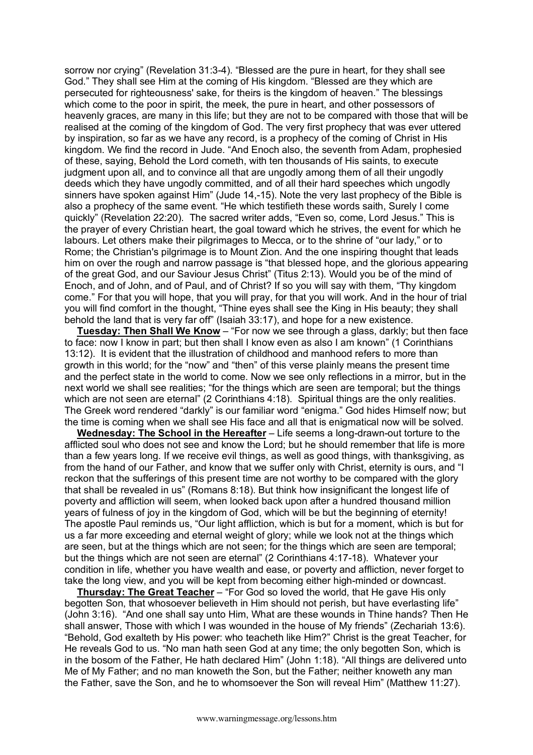sorrow nor crying" (Revelation 31:3-4). "Blessed are the pure in heart, for they shall see God." They shall see Him at the coming of His kingdom. "Blessed are they which are persecuted for righteousness' sake, for theirs is the kingdom of heaven." The blessings which come to the poor in spirit, the meek, the pure in heart, and other possessors of heavenly graces, are many in this life; but they are not to be compared with those that will be realised at the coming of the kingdom of God. The very first prophecy that was ever uttered by inspiration, so far as we have any record, is a prophecy of the coming of Christ in His kingdom. We find the record in Jude. "And Enoch also, the seventh from Adam, prophesied of these, saying, Behold the Lord cometh, with ten thousands of His saints, to execute judgment upon all, and to convince all that are ungodly among them of all their ungodly deeds which they have ungodly committed, and of all their hard speeches which ungodly sinners have spoken against Him" (Jude 14,-15). Note the very last prophecy of the Bible is also a prophecy of the same event. "He which testifieth these words saith, Surely I come quickly" (Revelation 22:20). The sacred writer adds, "Even so, come, Lord Jesus." This is the prayer of every Christian heart, the goal toward which he strives, the event for which he labours. Let others make their pilgrimages to Mecca, or to the shrine of "our lady," or to Rome; the Christian's pilgrimage is to Mount Zion. And the one inspiring thought that leads him on over the rough and narrow passage is "that blessed hope, and the glorious appearing of the great God, and our Saviour Jesus Christ" (Titus 2:13). Would you be of the mind of Enoch, and of John, and of Paul, and of Christ? If so you will say with them, "Thy kingdom come." For that you will hope, that you will pray, for that you will work. And in the hour of trial you will find comfort in the thought, "Thine eyes shall see the King in His beauty; they shall behold the land that is very far off" (Isaiah 33:17), and hope for a new existence.

**Tuesday: Then Shall We Know** – "For now we see through a glass, darkly; but then face to face: now I know in part; but then shall I know even as also I am known" (1 Corinthians 13:12). It is evident that the illustration of childhood and manhood refers to more than growth in this world; for the "now" and "then" of this verse plainly means the present time and the perfect state in the world to come. Now we see only reflections in a mirror, but in the next world we shall see realities; "for the things which are seen are temporal; but the things which are not seen are eternal" (2 Corinthians 4:18). Spiritual things are the only realities. The Greek word rendered "darkly" is our familiar word "enigma." God hides Himself now; but the time is coming when we shall see His face and all that is enigmatical now will be solved.

**Wednesday: The School in the Hereafter** – Life seems a long-drawn-out torture to the afflicted soul who does not see and know the Lord; but he should remember that life is more than a few years long. If we receive evil things, as well as good things, with thanksgiving, as from the hand of our Father, and know that we suffer only with Christ, eternity is ours, and "I reckon that the sufferings of this present time are not worthy to be compared with the glory that shall be revealed in us" (Romans 8:18). But think how insignificant the longest life of poverty and affliction will seem, when looked back upon after a hundred thousand million years of fulness of joy in the kingdom of God, which will be but the beginning of eternity! The apostle Paul reminds us, "Our light affliction, which is but for a moment, which is but for us a far more exceeding and eternal weight of glory; while we look not at the things which are seen, but at the things which are not seen; for the things which are seen are temporal; but the things which are not seen are eternal" (2 Corinthians 4:17-18). Whatever your condition in life, whether you have wealth and ease, or poverty and affliction, never forget to take the long view, and you will be kept from becoming either high-minded or downcast.

**Thursday: The Great Teacher** – "For God so loved the world, that He gave His only begotten Son, that whosoever believeth in Him should not perish, but have everlasting life" (John 3:16). "And one shall say unto Him, What are these wounds in Thine hands? Then He shall answer, Those with which I was wounded in the house of My friends" (Zechariah 13:6). "Behold, God exalteth by His power: who teacheth like Him?" Christ is the great Teacher, for He reveals God to us. "No man hath seen God at any time; the only begotten Son, which is in the bosom of the Father, He hath declared Him" (John 1:18). "All things are delivered unto Me of My Father; and no man knoweth the Son, but the Father; neither knoweth any man the Father, save the Son, and he to whomsoever the Son will reveal Him" (Matthew 11:27).